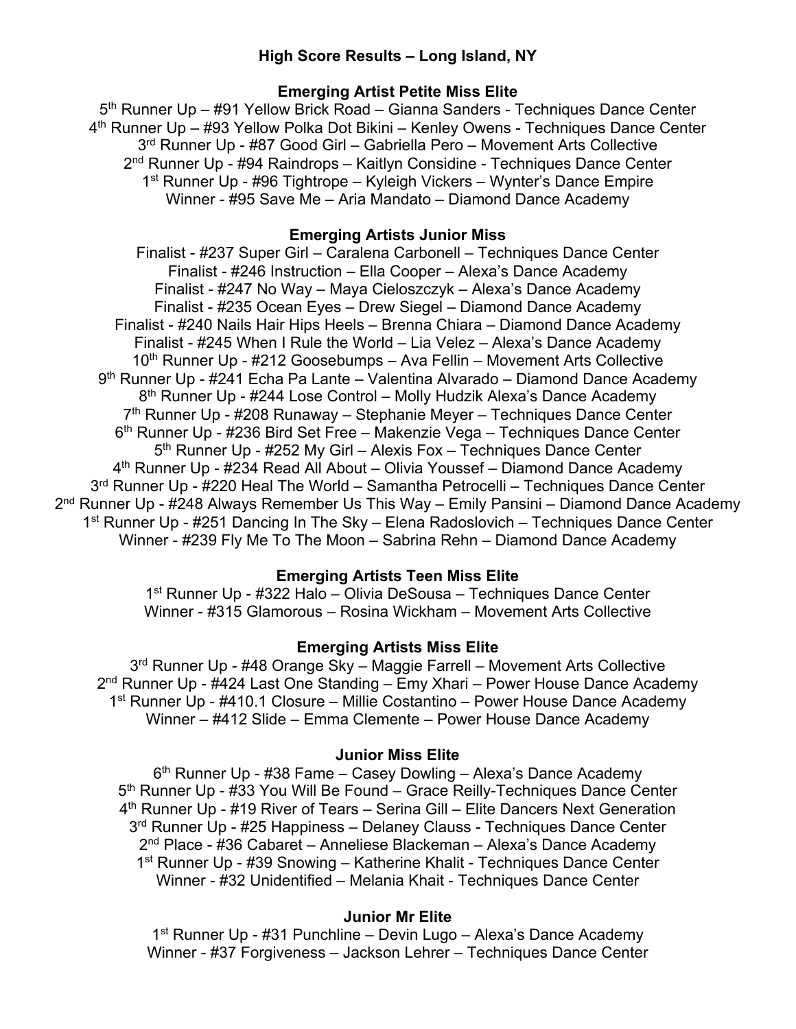# High Score Results – Long Island, NY

## Emerging Artist Petite Miss Elite

5th Runner Up – #91 Yellow Brick Road – Gianna Sanders - Techniques Dance Center
4th Runner Up – #93 Yellow Polka Dot Bikini – Kenley Owens - Techniques Dance Center
3rd Runner Up - #87 Good Girl – Gabriella Pero – Movement Arts Collective
2nd Runner Up - #94 Raindrops – Kaitlyn Considine - Techniques Dance Center
1st Runner Up - #96 Tightrope – Kyleigh Vickers – Wynter's Dance Empire
Winner - #95 Save Me – Aria Mandato – Diamond Dance Academy

## Emerging Artists Junior Miss

Finalist - #237 Super Girl – Caralena Carbonell – Techniques Dance Center
Finalist - #246 Instruction – Ella Cooper – Alexa's Dance Academy
Finalist - #247 No Way – Maya Cieloszczyk – Alexa's Dance Academy
Finalist - #235 Ocean Eyes – Drew Siegel – Diamond Dance Academy
Finalist - #240 Nails Hair Hips Heels – Brenna Chiara – Diamond Dance Academy
Finalist - #245 When I Rule the World – Lia Velez – Alexa's Dance Academy
10th Runner Up - #212 Goosebumps – Ava Fellin – Movement Arts Collective
9th Runner Up - #241 Echa Pa Lante – Valentina Alvarado – Diamond Dance Academy
8th Runner Up - #244 Lose Control – Molly Hudzik Alexa's Dance Academy
7th Runner Up - #208 Runaway – Stephanie Meyer – Techniques Dance Center
6th Runner Up - #236 Bird Set Free – Makenzie Vega – Techniques Dance Center
5th Runner Up - #252 My Girl – Alexis Fox – Techniques Dance Center
4th Runner Up - #234 Read All About – Olivia Youssef – Diamond Dance Academy
3rd Runner Up - #220 Heal The World – Samantha Petrocelli – Techniques Dance Center
2nd Runner Up - #248 Always Remember Us This Way – Emily Pansini – Diamond Dance Academy
1st Runner Up - #251 Dancing In The Sky – Elena Radoslovich – Techniques Dance Center
Winner - #239 Fly Me To The Moon – Sabrina Rehn – Diamond Dance Academy

## Emerging Artists Teen Miss Elite

1st Runner Up - #322 Halo – Olivia DeSousa – Techniques Dance Center
Winner - #315 Glamorous – Rosina Wickham – Movement Arts Collective

## Emerging Artists Miss Elite

3rd Runner Up - #48 Orange Sky – Maggie Farrell – Movement Arts Collective
2nd Runner Up - #424 Last One Standing – Emy Xhari – Power House Dance Academy
1st Runner Up - #410.1 Closure – Millie Costantino – Power House Dance Academy
Winner – #412 Slide – Emma Clemente – Power House Dance Academy

## Junior Miss Elite

6th Runner Up - #38 Fame – Casey Dowling – Alexa's Dance Academy
5th Runner Up - #33 You Will Be Found – Grace Reilly-Techniques Dance Center
4th Runner Up - #19 River of Tears – Serina Gill – Elite Dancers Next Generation
3rd Runner Up - #25 Happiness – Delaney Clauss - Techniques Dance Center
2nd Place - #36 Cabaret – Anneliese Blackeman – Alexa's Dance Academy
1st Runner Up - #39 Snowing – Katherine Khalit - Techniques Dance Center
Winner - #32 Unidentified – Melania Khait - Techniques Dance Center

## Junior Mr Elite

1st Runner Up - #31 Punchline – Devin Lugo – Alexa's Dance Academy
Winner - #37 Forgiveness – Jackson Lehrer – Techniques Dance Center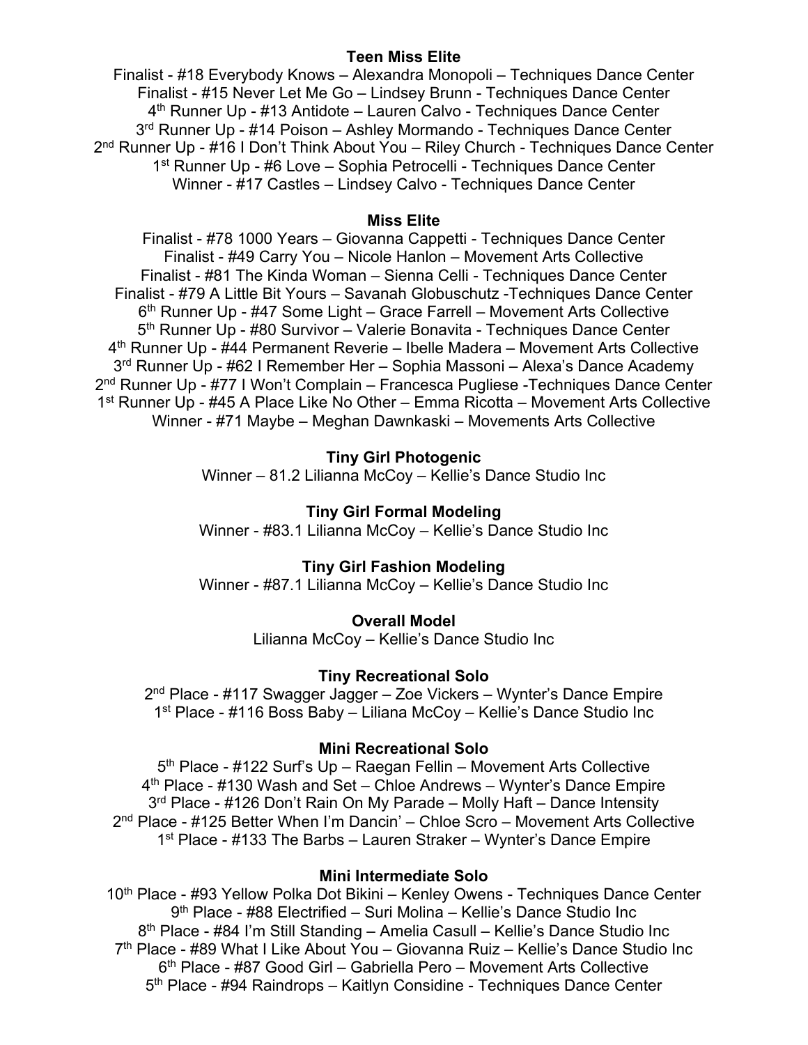**Teen Miss Elite**

Finalist - #18 Everybody Knows – Alexandra Monopoli – Techniques Dance Center
Finalist - #15 Never Let Me Go – Lindsey Brunn - Techniques Dance Center
4th Runner Up - #13 Antidote – Lauren Calvo - Techniques Dance Center
3rd Runner Up - #14 Poison – Ashley Mormando - Techniques Dance Center
2nd Runner Up - #16 I Don't Think About You – Riley Church - Techniques Dance Center
1st Runner Up - #6 Love – Sophia Petrocelli - Techniques Dance Center
Winner - #17 Castles – Lindsey Calvo - Techniques Dance Center

**Miss Elite**

Finalist - #78 1000 Years – Giovanna Cappetti - Techniques Dance Center
Finalist - #49 Carry You – Nicole Hanlon – Movement Arts Collective
Finalist - #81 The Kinda Woman – Sienna Celli - Techniques Dance Center
Finalist - #79 A Little Bit Yours – Savanah Globuschutz -Techniques Dance Center
6th Runner Up - #47 Some Light – Grace Farrell – Movement Arts Collective
5th Runner Up - #80 Survivor – Valerie Bonavita - Techniques Dance Center
4th Runner Up - #44 Permanent Reverie – Ibelle Madera – Movement Arts Collective
3rd Runner Up - #62 I Remember Her – Sophia Massoni – Alexa's Dance Academy
2nd Runner Up - #77 I Won't Complain – Francesca Pugliese -Techniques Dance Center
1st Runner Up - #45 A Place Like No Other – Emma Ricotta – Movement Arts Collective
Winner - #71 Maybe – Meghan Dawnkaski – Movements Arts Collective

**Tiny Girl Photogenic**

Winner – 81.2 Lilianna McCoy – Kellie's Dance Studio Inc

**Tiny Girl Formal Modeling**

Winner - #83.1 Lilianna McCoy – Kellie's Dance Studio Inc

**Tiny Girl Fashion Modeling**

Winner - #87.1 Lilianna McCoy – Kellie's Dance Studio Inc

**Overall Model**

Lilianna McCoy – Kellie's Dance Studio Inc

**Tiny Recreational Solo**

2nd Place - #117 Swagger Jagger – Zoe Vickers – Wynter's Dance Empire
1st Place - #116 Boss Baby – Liliana McCoy – Kellie's Dance Studio Inc

**Mini Recreational Solo**

5th Place - #122 Surf's Up – Raegan Fellin – Movement Arts Collective
4th Place - #130 Wash and Set – Chloe Andrews – Wynter's Dance Empire
3rd Place - #126 Don't Rain On My Parade – Molly Haft – Dance Intensity
2nd Place - #125 Better When I'm Dancin' – Chloe Scro – Movement Arts Collective
1st Place - #133 The Barbs – Lauren Straker – Wynter's Dance Empire

**Mini Intermediate Solo**

10th Place - #93 Yellow Polka Dot Bikini – Kenley Owens - Techniques Dance Center
9th Place - #88 Electrified – Suri Molina – Kellie's Dance Studio Inc
8th Place - #84 I'm Still Standing – Amelia Casull – Kellie's Dance Studio Inc
7th Place - #89 What I Like About You – Giovanna Ruiz – Kellie's Dance Studio Inc
6th Place - #87 Good Girl – Gabriella Pero – Movement Arts Collective
5th Place - #94 Raindrops – Kaitlyn Considine - Techniques Dance Center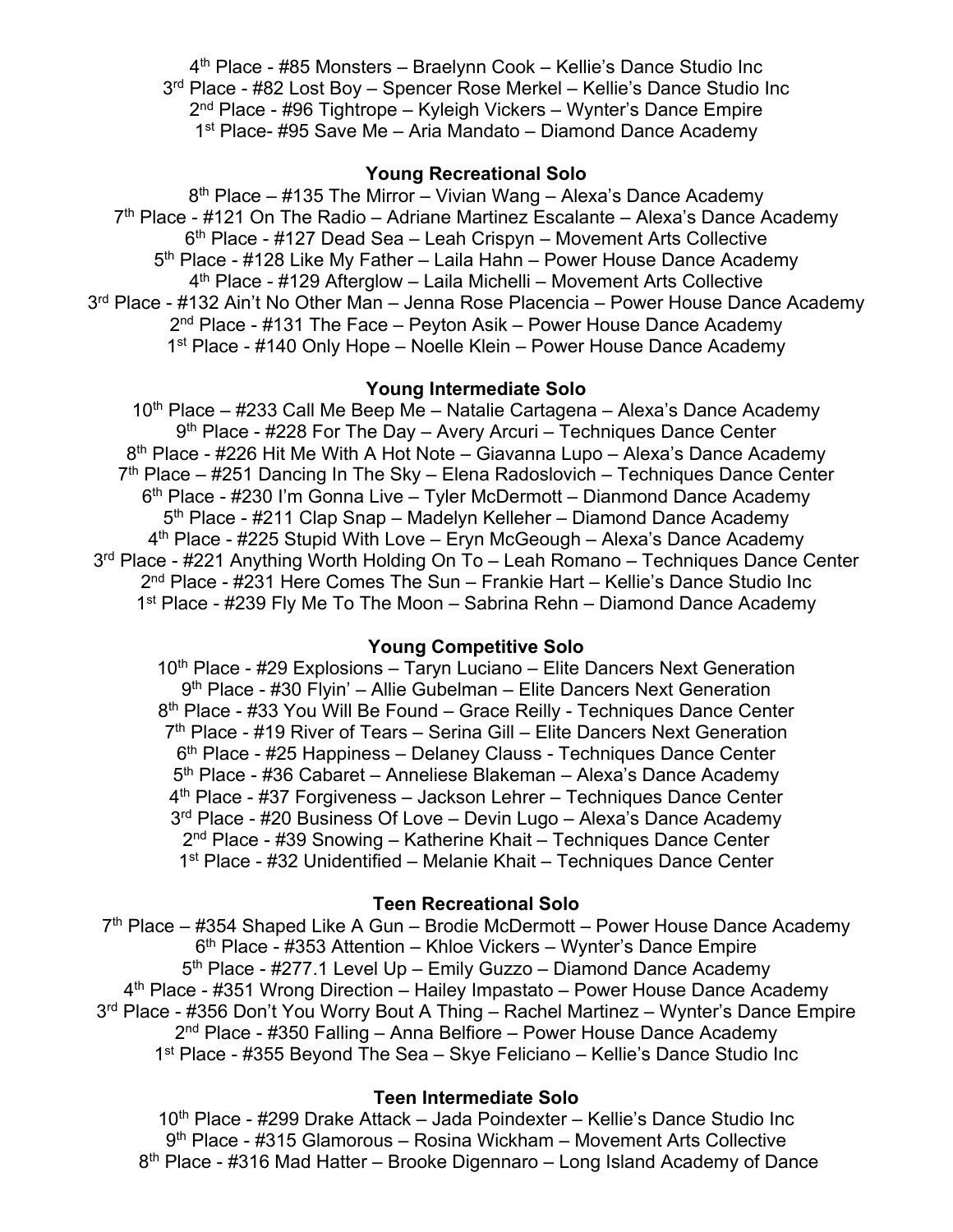4th Place - #85 Monsters – Braelynn Cook – Kellie's Dance Studio Inc
3rd Place - #82 Lost Boy – Spencer Rose Merkel – Kellie's Dance Studio Inc
2nd Place - #96 Tightrope – Kyleigh Vickers – Wynter's Dance Empire
1st Place- #95 Save Me – Aria Mandato – Diamond Dance Academy

**Young Recreational Solo**

8th Place – #135 The Mirror – Vivian Wang – Alexa's Dance Academy
7th Place - #121 On The Radio – Adriane Martinez Escalante – Alexa's Dance Academy
6th Place - #127 Dead Sea – Leah Crispyn – Movement Arts Collective
5th Place - #128 Like My Father – Laila Hahn – Power House Dance Academy
4th Place - #129 Afterglow – Laila Michelli – Movement Arts Collective
3rd Place - #132 Ain't No Other Man – Jenna Rose Placencia – Power House Dance Academy
2nd Place - #131 The Face – Peyton Asik – Power House Dance Academy
1st Place - #140 Only Hope – Noelle Klein – Power House Dance Academy

**Young Intermediate Solo**

10th Place – #233 Call Me Beep Me – Natalie Cartagena – Alexa's Dance Academy
9th Place - #228 For The Day – Avery Arcuri – Techniques Dance Center
8th Place - #226 Hit Me With A Hot Note – Giavanna Lupo – Alexa's Dance Academy
7th Place – #251 Dancing In The Sky – Elena Radoslovich – Techniques Dance Center
6th Place - #230 I'm Gonna Live – Tyler McDermott – Dianmond Dance Academy
5th Place - #211 Clap Snap – Madelyn Kelleher – Diamond Dance Academy
4th Place - #225 Stupid With Love – Eryn McGeough – Alexa's Dance Academy
3rd Place - #221 Anything Worth Holding On To – Leah Romano – Techniques Dance Center
2nd Place - #231 Here Comes The Sun – Frankie Hart – Kellie's Dance Studio Inc
1st Place - #239 Fly Me To The Moon – Sabrina Rehn – Diamond Dance Academy

**Young Competitive Solo**

10th Place - #29 Explosions – Taryn Luciano – Elite Dancers Next Generation
9th Place - #30 Flyin' – Allie Gubelman – Elite Dancers Next Generation
8th Place - #33 You Will Be Found – Grace Reilly - Techniques Dance Center
7th Place - #19 River of Tears – Serina Gill – Elite Dancers Next Generation
6th Place - #25 Happiness – Delaney Clauss - Techniques Dance Center
5th Place - #36 Cabaret – Anneliese Blakeman – Alexa's Dance Academy
4th Place - #37 Forgiveness – Jackson Lehrer – Techniques Dance Center
3rd Place - #20 Business Of Love – Devin Lugo – Alexa's Dance Academy
2nd Place - #39 Snowing – Katherine Khait – Techniques Dance Center
1st Place - #32 Unidentified – Melanie Khait – Techniques Dance Center

**Teen Recreational Solo**

7th Place – #354 Shaped Like A Gun – Brodie McDermott – Power House Dance Academy
6th Place - #353 Attention – Khloe Vickers – Wynter's Dance Empire
5th Place - #277.1 Level Up – Emily Guzzo – Diamond Dance Academy
4th Place - #351 Wrong Direction – Hailey Impastato – Power House Dance Academy
3rd Place - #356 Don't You Worry Bout A Thing – Rachel Martinez – Wynter's Dance Empire
2nd Place - #350 Falling – Anna Belfiore – Power House Dance Academy
1st Place - #355 Beyond The Sea – Skye Feliciano – Kellie's Dance Studio Inc

**Teen Intermediate Solo**

10th Place - #299 Drake Attack – Jada Poindexter – Kellie's Dance Studio Inc
9th Place - #315 Glamorous – Rosina Wickham – Movement Arts Collective
8th Place - #316 Mad Hatter – Brooke Digennaro – Long Island Academy of Dance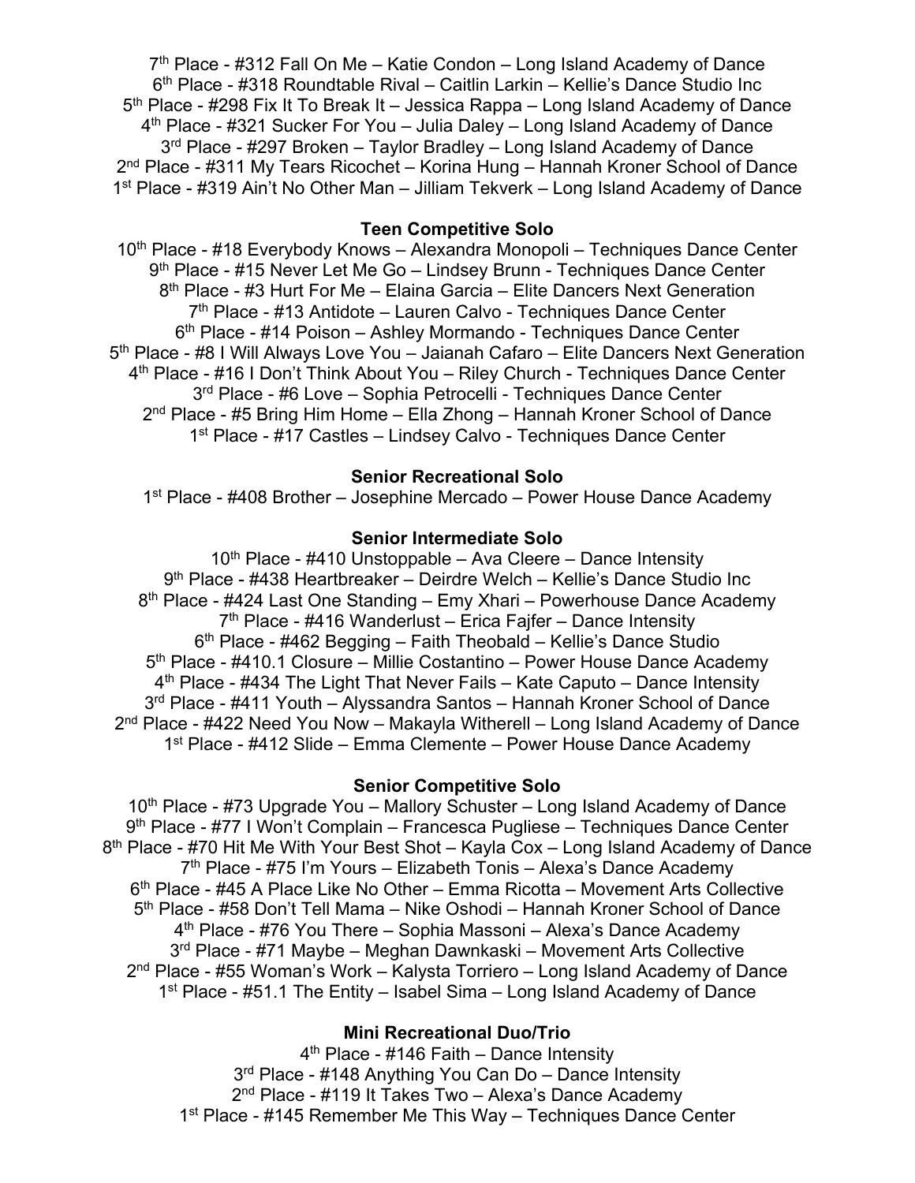7th Place - #312 Fall On Me – Katie Condon – Long Island Academy of Dance
6th Place - #318 Roundtable Rival – Caitlin Larkin – Kellie's Dance Studio Inc
5th Place - #298 Fix It To Break It – Jessica Rappa – Long Island Academy of Dance
4th Place - #321 Sucker For You – Julia Daley – Long Island Academy of Dance
3rd Place - #297 Broken – Taylor Bradley – Long Island Academy of Dance
2nd Place - #311 My Tears Ricochet – Korina Hung – Hannah Kroner School of Dance
1st Place - #319 Ain't No Other Man – Jilliam Tekverk – Long Island Academy of Dance

**Teen Competitive Solo**

10th Place - #18 Everybody Knows – Alexandra Monopoli – Techniques Dance Center
9th Place - #15 Never Let Me Go – Lindsey Brunn - Techniques Dance Center
8th Place - #3 Hurt For Me – Elaina Garcia – Elite Dancers Next Generation
7th Place - #13 Antidote – Lauren Calvo - Techniques Dance Center
6th Place - #14 Poison – Ashley Mormando - Techniques Dance Center
5th Place - #8 I Will Always Love You – Jaianah Cafaro – Elite Dancers Next Generation
4th Place - #16 I Don't Think About You – Riley Church - Techniques Dance Center
3rd Place - #6 Love – Sophia Petrocelli - Techniques Dance Center
2nd Place - #5 Bring Him Home – Ella Zhong – Hannah Kroner School of Dance
1st Place - #17 Castles – Lindsey Calvo - Techniques Dance Center

**Senior Recreational Solo**

1st Place - #408 Brother – Josephine Mercado – Power House Dance Academy

**Senior Intermediate Solo**

10th Place - #410 Unstoppable – Ava Cleere – Dance Intensity
9th Place - #438 Heartbreaker – Deirdre Welch – Kellie's Dance Studio Inc
8th Place - #424 Last One Standing – Emy Xhari – Powerhouse Dance Academy
7th Place - #416 Wanderlust – Erica Fajfer – Dance Intensity
6th Place - #462 Begging – Faith Theobald – Kellie's Dance Studio
5th Place - #410.1 Closure – Millie Costantino – Power House Dance Academy
4th Place - #434 The Light That Never Fails – Kate Caputo – Dance Intensity
3rd Place - #411 Youth – Alyssandra Santos – Hannah Kroner School of Dance
2nd Place - #422 Need You Now – Makayla Witherell – Long Island Academy of Dance
1st Place - #412 Slide – Emma Clemente – Power House Dance Academy

**Senior Competitive Solo**

10th Place - #73 Upgrade You – Mallory Schuster – Long Island Academy of Dance
9th Place - #77 I Won't Complain – Francesca Pugliese – Techniques Dance Center
8th Place - #70 Hit Me With Your Best Shot – Kayla Cox – Long Island Academy of Dance
7th Place - #75 I'm Yours – Elizabeth Tonis – Alexa's Dance Academy
6th Place - #45 A Place Like No Other – Emma Ricotta – Movement Arts Collective
5th Place - #58 Don't Tell Mama – Nike Oshodi – Hannah Kroner School of Dance
4th Place - #76 You There – Sophia Massoni – Alexa's Dance Academy
3rd Place - #71 Maybe – Meghan Dawnkaski – Movement Arts Collective
2nd Place - #55 Woman's Work – Kalysta Torriero – Long Island Academy of Dance
1st Place - #51.1 The Entity – Isabel Sima – Long Island Academy of Dance

**Mini Recreational Duo/Trio**

4th Place - #146 Faith – Dance Intensity
3rd Place - #148 Anything You Can Do – Dance Intensity
2nd Place - #119 It Takes Two – Alexa's Dance Academy
1st Place - #145 Remember Me This Way – Techniques Dance Center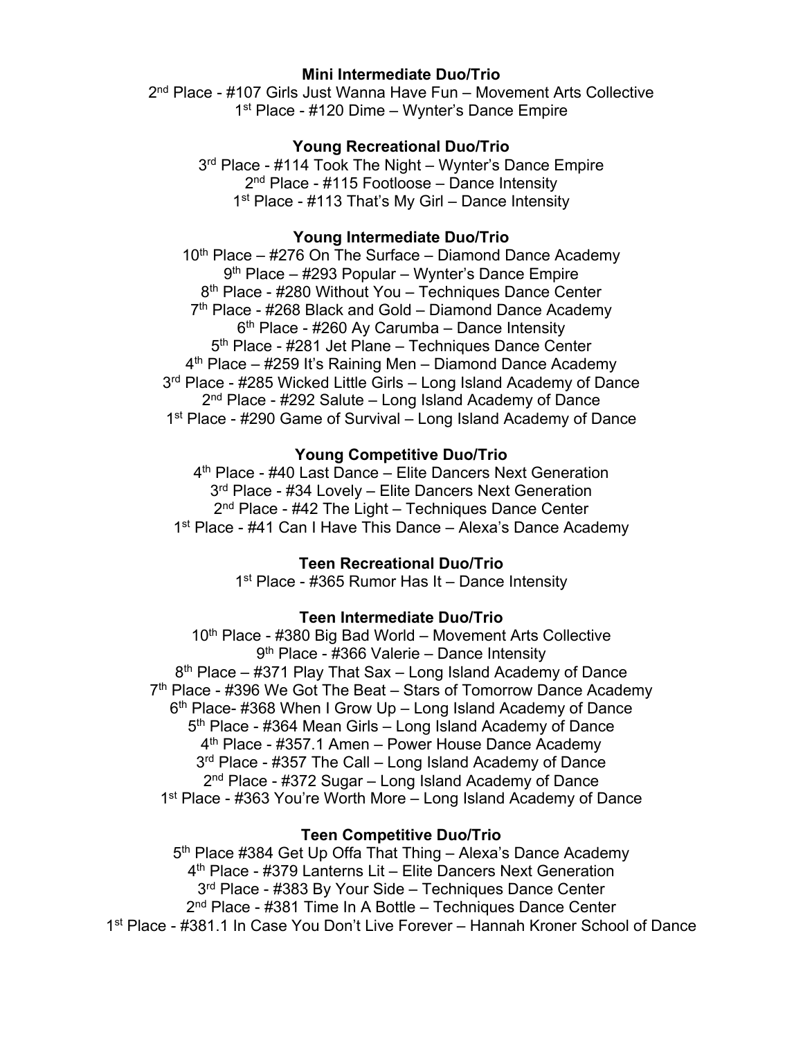**Mini Intermediate Duo/Trio**

2nd Place - #107 Girls Just Wanna Have Fun – Movement Arts Collective
1st Place - #120 Dime – Wynter's Dance Empire

**Young Recreational Duo/Trio**

3rd Place - #114 Took The Night – Wynter's Dance Empire
2nd Place - #115 Footloose – Dance Intensity
1st Place - #113 That's My Girl – Dance Intensity

**Young Intermediate Duo/Trio**

10th Place – #276 On The Surface – Diamond Dance Academy
9th Place – #293 Popular – Wynter's Dance Empire
8th Place - #280 Without You – Techniques Dance Center
7th Place - #268 Black and Gold – Diamond Dance Academy
6th Place - #260 Ay Carumba – Dance Intensity
5th Place - #281 Jet Plane – Techniques Dance Center
4th Place – #259 It's Raining Men – Diamond Dance Academy
3rd Place - #285 Wicked Little Girls – Long Island Academy of Dance
2nd Place - #292 Salute – Long Island Academy of Dance
1st Place - #290 Game of Survival – Long Island Academy of Dance

**Young Competitive Duo/Trio**

4th Place - #40 Last Dance – Elite Dancers Next Generation
3rd Place - #34 Lovely – Elite Dancers Next Generation
2nd Place - #42 The Light – Techniques Dance Center
1st Place - #41 Can I Have This Dance – Alexa's Dance Academy

**Teen Recreational Duo/Trio**

1st Place - #365 Rumor Has It – Dance Intensity

**Teen Intermediate Duo/Trio**

10th Place - #380 Big Bad World – Movement Arts Collective
9th Place - #366 Valerie – Dance Intensity
8th Place – #371 Play That Sax – Long Island Academy of Dance
7th Place - #396 We Got The Beat – Stars of Tomorrow Dance Academy
6th Place- #368 When I Grow Up – Long Island Academy of Dance
5th Place - #364 Mean Girls – Long Island Academy of Dance
4th Place - #357.1 Amen – Power House Dance Academy
3rd Place - #357 The Call – Long Island Academy of Dance
2nd Place - #372 Sugar – Long Island Academy of Dance
1st Place - #363 You're Worth More – Long Island Academy of Dance

**Teen Competitive Duo/Trio**

5th Place #384 Get Up Offa That Thing – Alexa's Dance Academy
4th Place - #379 Lanterns Lit – Elite Dancers Next Generation
3rd Place - #383 By Your Side – Techniques Dance Center
2nd Place - #381 Time In A Bottle – Techniques Dance Center
1st Place - #381.1 In Case You Don't Live Forever – Hannah Kroner School of Dance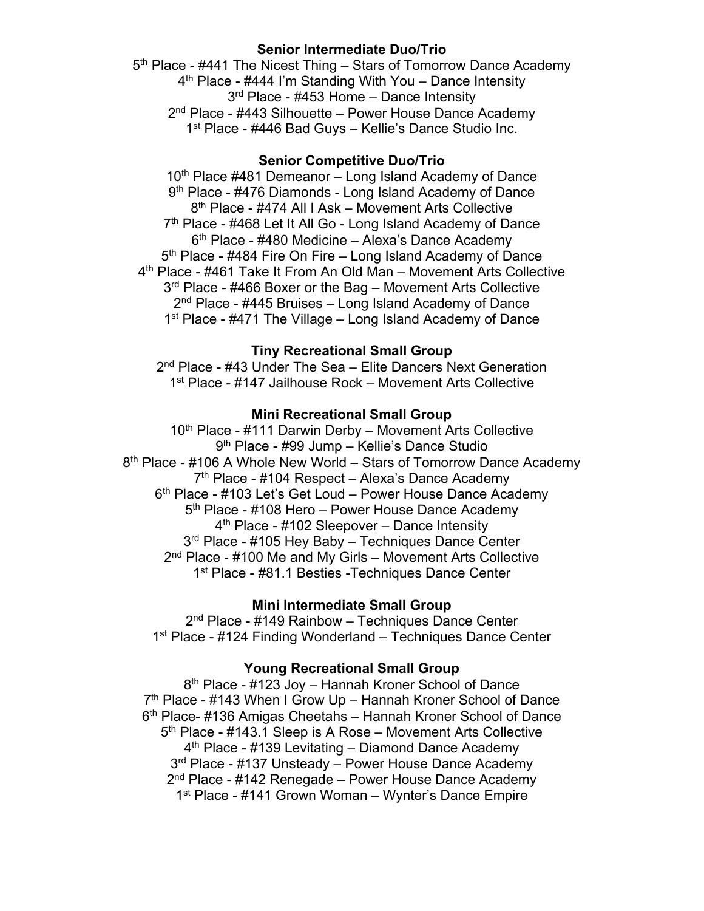**Senior Intermediate Duo/Trio**

5th Place - #441 The Nicest Thing – Stars of Tomorrow Dance Academy
4th Place - #444 I'm Standing With You – Dance Intensity
3rd Place - #453 Home – Dance Intensity
2nd Place - #443 Silhouette – Power House Dance Academy
1st Place - #446 Bad Guys – Kellie's Dance Studio Inc.

**Senior Competitive Duo/Trio**

10th Place #481 Demeanor – Long Island Academy of Dance
9th Place - #476 Diamonds - Long Island Academy of Dance
8th Place - #474 All I Ask – Movement Arts Collective
7th Place - #468 Let It All Go - Long Island Academy of Dance
6th Place - #480 Medicine – Alexa's Dance Academy
5th Place - #484 Fire On Fire – Long Island Academy of Dance
4th Place - #461 Take It From An Old Man – Movement Arts Collective
3rd Place - #466 Boxer or the Bag – Movement Arts Collective
2nd Place - #445 Bruises – Long Island Academy of Dance
1st Place - #471 The Village – Long Island Academy of Dance

**Tiny Recreational Small Group**

2nd Place - #43 Under The Sea – Elite Dancers Next Generation
1st Place - #147 Jailhouse Rock – Movement Arts Collective

**Mini Recreational Small Group**

10th Place - #111 Darwin Derby – Movement Arts Collective
9th Place - #99 Jump – Kellie's Dance Studio
8th Place - #106 A Whole New World – Stars of Tomorrow Dance Academy
7th Place - #104 Respect – Alexa's Dance Academy
6th Place - #103 Let's Get Loud – Power House Dance Academy
5th Place - #108 Hero – Power House Dance Academy
4th Place - #102 Sleepover – Dance Intensity
3rd Place - #105 Hey Baby – Techniques Dance Center
2nd Place - #100 Me and My Girls – Movement Arts Collective
1st Place - #81.1 Besties -Techniques Dance Center

**Mini Intermediate Small Group**

2nd Place - #149 Rainbow – Techniques Dance Center
1st Place - #124 Finding Wonderland – Techniques Dance Center

**Young Recreational Small Group**

8th Place - #123 Joy – Hannah Kroner School of Dance
7th Place - #143 When I Grow Up – Hannah Kroner School of Dance
6th Place- #136 Amigas Cheetahs – Hannah Kroner School of Dance
5th Place - #143.1 Sleep is A Rose – Movement Arts Collective
4th Place - #139 Levitating – Diamond Dance Academy
3rd Place - #137 Unsteady – Power House Dance Academy
2nd Place - #142 Renegade – Power House Dance Academy
1st Place - #141 Grown Woman – Wynter's Dance Empire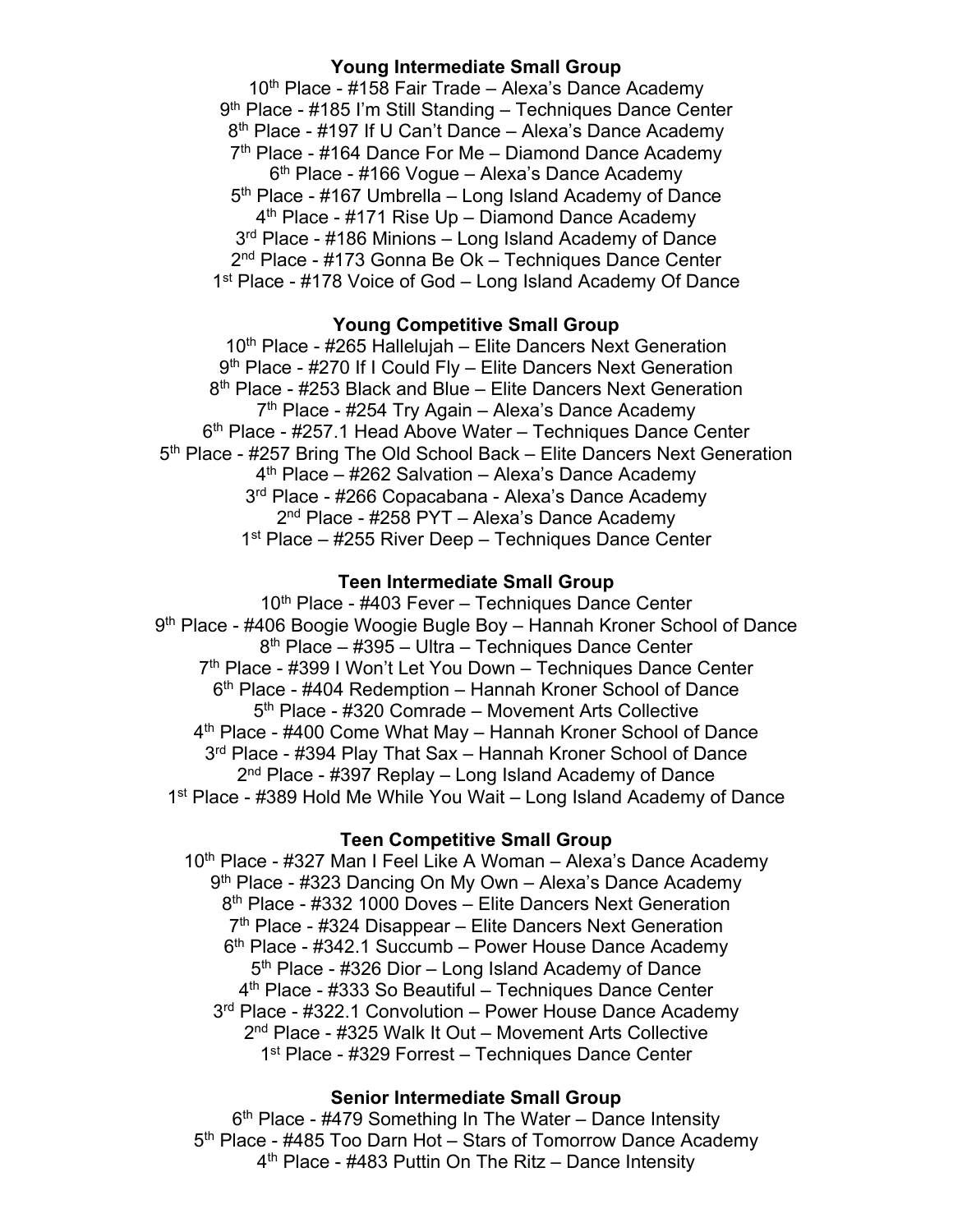**Young Intermediate Small Group**

10th Place - #158 Fair Trade – Alexa's Dance Academy
9th Place - #185 I'm Still Standing – Techniques Dance Center
8th Place - #197 If U Can't Dance – Alexa's Dance Academy
7th Place - #164 Dance For Me – Diamond Dance Academy
6th Place - #166 Vogue – Alexa's Dance Academy
5th Place - #167 Umbrella – Long Island Academy of Dance
4th Place - #171 Rise Up – Diamond Dance Academy
3rd Place - #186 Minions – Long Island Academy of Dance
2nd Place - #173 Gonna Be Ok – Techniques Dance Center
1st Place - #178 Voice of God – Long Island Academy Of Dance

**Young Competitive Small Group**

10th Place - #265 Hallelujah – Elite Dancers Next Generation
9th Place - #270 If I Could Fly – Elite Dancers Next Generation
8th Place - #253 Black and Blue – Elite Dancers Next Generation
7th Place - #254 Try Again – Alexa's Dance Academy
6th Place - #257.1 Head Above Water – Techniques Dance Center
5th Place - #257 Bring The Old School Back – Elite Dancers Next Generation
4th Place – #262 Salvation – Alexa's Dance Academy
3rd Place - #266 Copacabana - Alexa's Dance Academy
2nd Place - #258 PYT – Alexa's Dance Academy
1st Place – #255 River Deep – Techniques Dance Center

**Teen Intermediate Small Group**

10th Place - #403 Fever – Techniques Dance Center
9th Place - #406 Boogie Woogie Bugle Boy – Hannah Kroner School of Dance
8th Place – #395 – Ultra – Techniques Dance Center
7th Place - #399 I Won't Let You Down – Techniques Dance Center
6th Place - #404 Redemption – Hannah Kroner School of Dance
5th Place - #320 Comrade – Movement Arts Collective
4th Place - #400 Come What May – Hannah Kroner School of Dance
3rd Place - #394 Play That Sax – Hannah Kroner School of Dance
2nd Place - #397 Replay – Long Island Academy of Dance
1st Place - #389 Hold Me While You Wait – Long Island Academy of Dance

**Teen Competitive Small Group**

10th Place - #327 Man I Feel Like A Woman – Alexa's Dance Academy
9th Place - #323 Dancing On My Own – Alexa's Dance Academy
8th Place - #332 1000 Doves – Elite Dancers Next Generation
7th Place - #324 Disappear – Elite Dancers Next Generation
6th Place - #342.1 Succumb – Power House Dance Academy
5th Place - #326 Dior – Long Island Academy of Dance
4th Place - #333 So Beautiful – Techniques Dance Center
3rd Place - #322.1 Convolution – Power House Dance Academy
2nd Place - #325 Walk It Out – Movement Arts Collective
1st Place - #329 Forrest – Techniques Dance Center

**Senior Intermediate Small Group**

6th Place - #479 Something In The Water – Dance Intensity
5th Place - #485 Too Darn Hot – Stars of Tomorrow Dance Academy
4th Place - #483 Puttin On The Ritz – Dance Intensity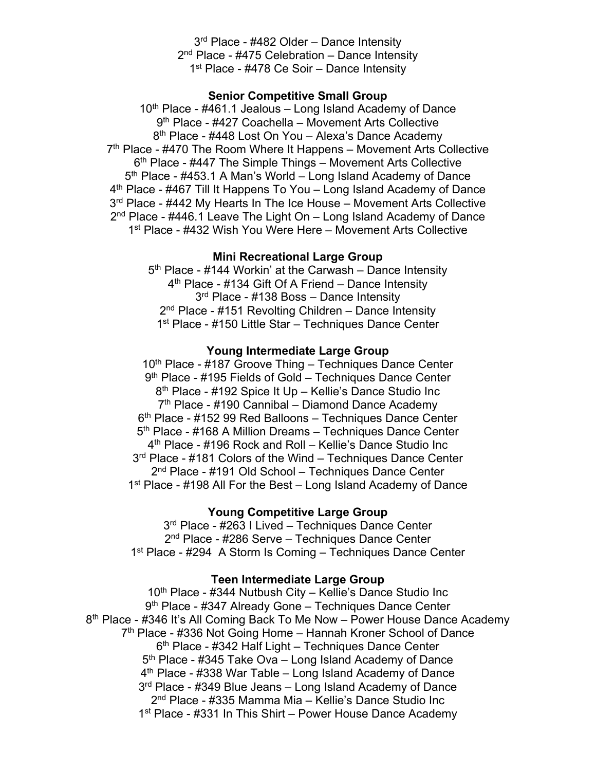3rd Place - #482 Older – Dance Intensity
2nd Place - #475 Celebration – Dance Intensity
1st Place - #478 Ce Soir – Dance Intensity

**Senior Competitive Small Group**

10th Place - #461.1 Jealous – Long Island Academy of Dance
9th Place - #427 Coachella – Movement Arts Collective
8th Place - #448 Lost On You – Alexa's Dance Academy
7th Place - #470 The Room Where It Happens – Movement Arts Collective
6th Place - #447 The Simple Things – Movement Arts Collective
5th Place - #453.1 A Man's World – Long Island Academy of Dance
4th Place - #467 Till It Happens To You – Long Island Academy of Dance
3rd Place - #442 My Hearts In The Ice House – Movement Arts Collective
2nd Place - #446.1 Leave The Light On – Long Island Academy of Dance
1st Place - #432 Wish You Were Here – Movement Arts Collective

**Mini Recreational Large Group**

5th Place - #144 Workin' at the Carwash – Dance Intensity
4th Place - #134 Gift Of A Friend – Dance Intensity
3rd Place - #138 Boss – Dance Intensity
2nd Place - #151 Revolting Children – Dance Intensity
1st Place - #150 Little Star – Techniques Dance Center

**Young Intermediate Large Group**

10th Place - #187 Groove Thing – Techniques Dance Center
9th Place - #195 Fields of Gold – Techniques Dance Center
8th Place - #192 Spice It Up – Kellie's Dance Studio Inc
7th Place - #190 Cannibal – Diamond Dance Academy
6th Place - #152 99 Red Balloons – Techniques Dance Center
5th Place - #168 A Million Dreams – Techniques Dance Center
4th Place - #196 Rock and Roll – Kellie's Dance Studio Inc
3rd Place - #181 Colors of the Wind – Techniques Dance Center
2nd Place - #191 Old School – Techniques Dance Center
1st Place - #198 All For the Best – Long Island Academy of Dance

**Young Competitive Large Group**

3rd Place - #263 I Lived – Techniques Dance Center
2nd Place - #286 Serve – Techniques Dance Center
1st Place - #294 A Storm Is Coming – Techniques Dance Center

**Teen Intermediate Large Group**

10th Place - #344 Nutbush City – Kellie's Dance Studio Inc
9th Place - #347 Already Gone – Techniques Dance Center
8th Place - #346 It's All Coming Back To Me Now – Power House Dance Academy
7th Place - #336 Not Going Home – Hannah Kroner School of Dance
6th Place - #342 Half Light – Techniques Dance Center
5th Place - #345 Take Ova – Long Island Academy of Dance
4th Place - #338 War Table – Long Island Academy of Dance
3rd Place - #349 Blue Jeans – Long Island Academy of Dance
2nd Place - #335 Mamma Mia – Kellie's Dance Studio Inc
1st Place - #331 In This Shirt – Power House Dance Academy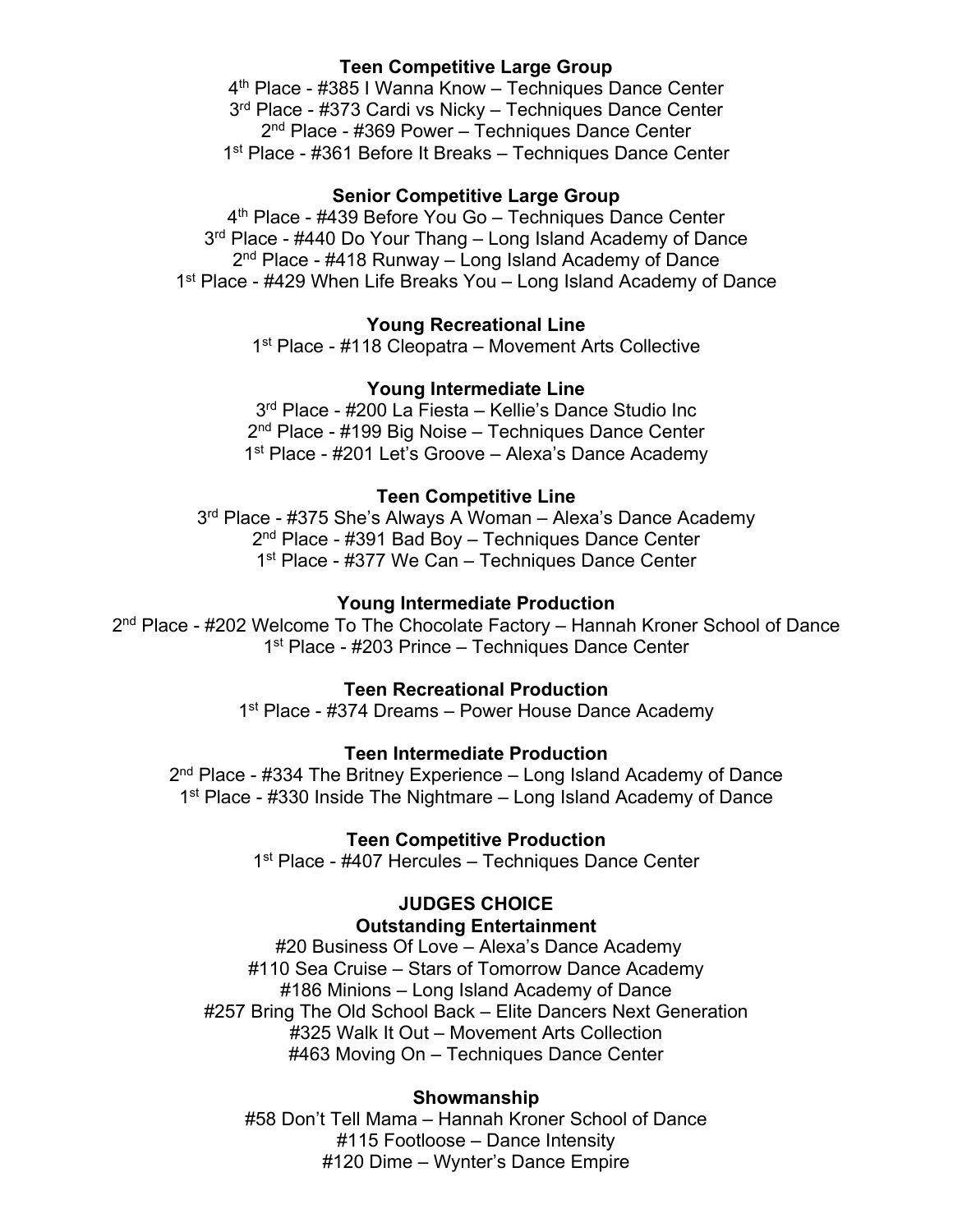**Teen Competitive Large Group**

4th Place - #385 I Wanna Know – Techniques Dance Center
3rd Place - #373 Cardi vs Nicky – Techniques Dance Center
2nd Place - #369 Power – Techniques Dance Center
1st Place - #361 Before It Breaks – Techniques Dance Center

**Senior Competitive Large Group**

4th Place - #439 Before You Go – Techniques Dance Center
3rd Place - #440 Do Your Thang – Long Island Academy of Dance
2nd Place - #418 Runway – Long Island Academy of Dance
1st Place - #429 When Life Breaks You – Long Island Academy of Dance

**Young Recreational Line**

1st Place - #118 Cleopatra – Movement Arts Collective

**Young Intermediate Line**

3rd Place - #200 La Fiesta – Kellie's Dance Studio Inc
2nd Place - #199 Big Noise – Techniques Dance Center
1st Place - #201 Let's Groove – Alexa's Dance Academy

**Teen Competitive Line**

3rd Place - #375 She's Always A Woman – Alexa's Dance Academy
2nd Place - #391 Bad Boy – Techniques Dance Center
1st Place - #377 We Can – Techniques Dance Center

**Young Intermediate Production**

2nd Place - #202 Welcome To The Chocolate Factory – Hannah Kroner School of Dance
1st Place - #203 Prince – Techniques Dance Center

**Teen Recreational Production**

1st Place - #374 Dreams – Power House Dance Academy

**Teen Intermediate Production**

2nd Place - #334 The Britney Experience – Long Island Academy of Dance
1st Place - #330 Inside The Nightmare – Long Island Academy of Dance

**Teen Competitive Production**

1st Place - #407 Hercules – Techniques Dance Center

**JUDGES CHOICE**

**Outstanding Entertainment**

#20 Business Of Love – Alexa's Dance Academy
#110 Sea Cruise – Stars of Tomorrow Dance Academy
#186 Minions – Long Island Academy of Dance
#257 Bring The Old School Back – Elite Dancers Next Generation
#325 Walk It Out – Movement Arts Collection
#463 Moving On – Techniques Dance Center

**Showmanship**

#58 Don't Tell Mama – Hannah Kroner School of Dance
#115 Footloose – Dance Intensity
#120 Dime – Wynter's Dance Empire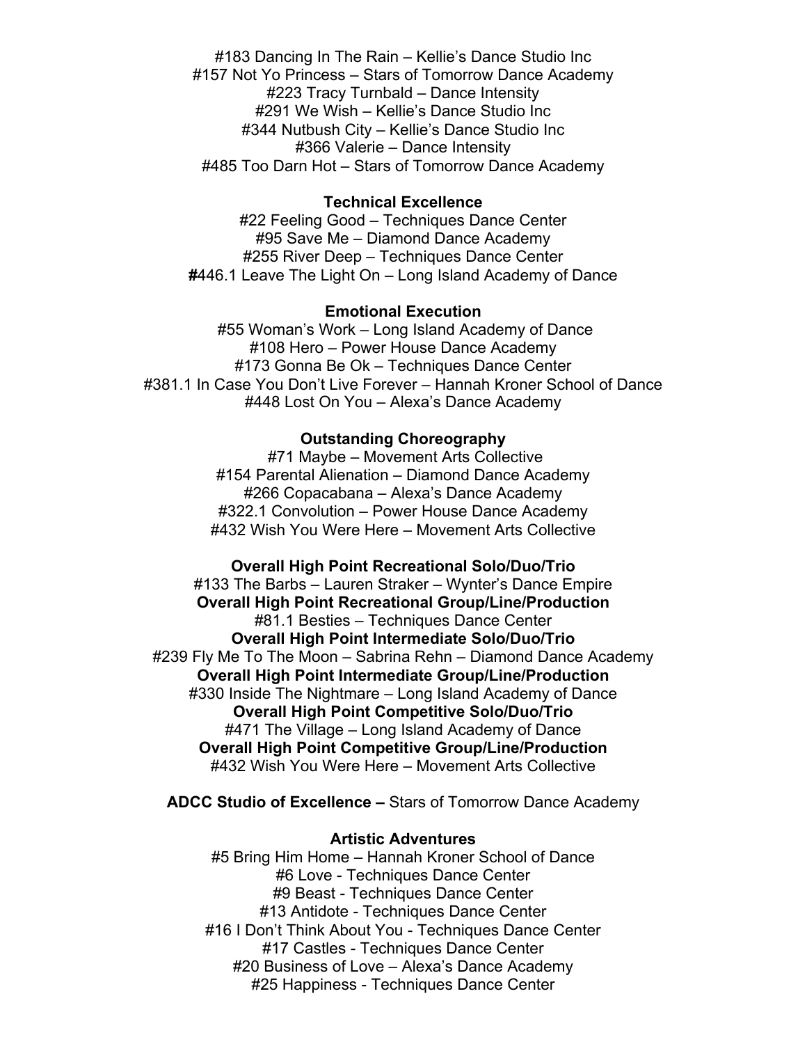#183 Dancing In The Rain – Kellie's Dance Studio Inc
#157 Not Yo Princess – Stars of Tomorrow Dance Academy
#223 Tracy Turnbald – Dance Intensity
#291 We Wish – Kellie's Dance Studio Inc
#344 Nutbush City – Kellie's Dance Studio Inc
#366 Valerie – Dance Intensity
#485 Too Darn Hot – Stars of Tomorrow Dance Academy

**Technical Excellence**

#22 Feeling Good – Techniques Dance Center
#95 Save Me – Diamond Dance Academy
#255 River Deep – Techniques Dance Center
**#**446.1 Leave The Light On – Long Island Academy of Dance

**Emotional Execution**

#55 Woman's Work – Long Island Academy of Dance
#108 Hero – Power House Dance Academy
#173 Gonna Be Ok – Techniques Dance Center
#381.1 In Case You Don't Live Forever – Hannah Kroner School of Dance
#448 Lost On You – Alexa's Dance Academy

**Outstanding Choreography**

#71 Maybe – Movement Arts Collective
#154 Parental Alienation – Diamond Dance Academy
#266 Copacabana – Alexa's Dance Academy
#322.1 Convolution – Power House Dance Academy
#432 Wish You Were Here – Movement Arts Collective

**Overall High Point Recreational Solo/Duo/Trio**
#133 The Barbs – Lauren Straker – Wynter's Dance Empire
**Overall High Point Recreational Group/Line/Production**
#81.1 Besties – Techniques Dance Center
**Overall High Point Intermediate Solo/Duo/Trio**
#239 Fly Me To The Moon – Sabrina Rehn – Diamond Dance Academy
**Overall High Point Intermediate Group/Line/Production**
#330 Inside The Nightmare – Long Island Academy of Dance
**Overall High Point Competitive Solo/Duo/Trio**
#471 The Village – Long Island Academy of Dance
**Overall High Point Competitive Group/Line/Production**
#432 Wish You Were Here – Movement Arts Collective

**ADCC Studio of Excellence –** Stars of Tomorrow Dance Academy

**Artistic Adventures**

#5 Bring Him Home – Hannah Kroner School of Dance
#6 Love - Techniques Dance Center
#9 Beast - Techniques Dance Center
#13 Antidote - Techniques Dance Center
#16 I Don't Think About You - Techniques Dance Center
#17 Castles - Techniques Dance Center
#20 Business of Love – Alexa's Dance Academy
#25 Happiness - Techniques Dance Center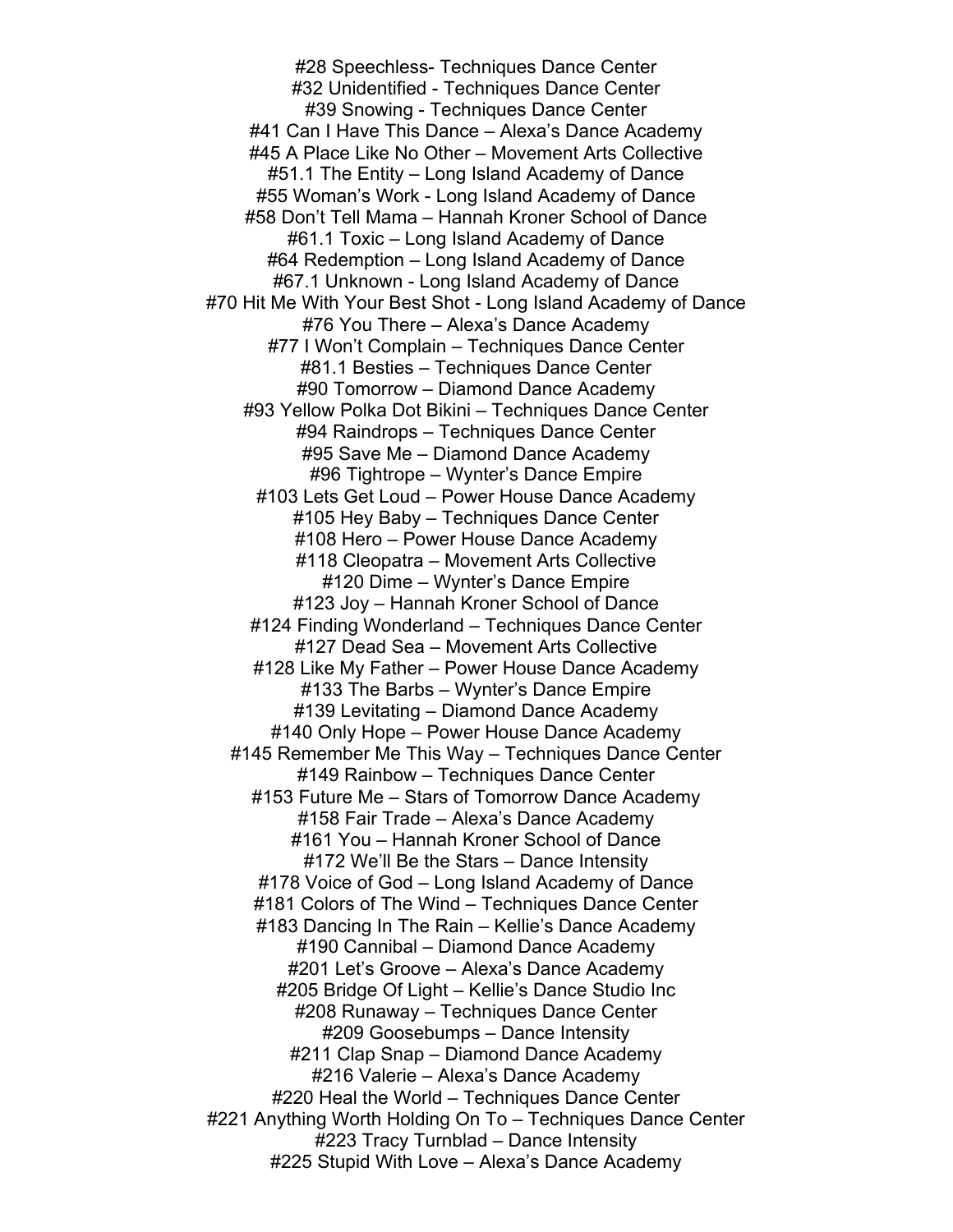#28 Speechless- Techniques Dance Center
#32 Unidentified - Techniques Dance Center
#39 Snowing - Techniques Dance Center
#41 Can I Have This Dance – Alexa's Dance Academy
#45 A Place Like No Other – Movement Arts Collective
#51.1 The Entity – Long Island Academy of Dance
#55 Woman's Work - Long Island Academy of Dance
#58 Don't Tell Mama – Hannah Kroner School of Dance
#61.1 Toxic – Long Island Academy of Dance
#64 Redemption – Long Island Academy of Dance
#67.1 Unknown - Long Island Academy of Dance
#70 Hit Me With Your Best Shot - Long Island Academy of Dance
#76 You There – Alexa's Dance Academy
#77 I Won't Complain – Techniques Dance Center
#81.1 Besties – Techniques Dance Center
#90 Tomorrow – Diamond Dance Academy
#93 Yellow Polka Dot Bikini – Techniques Dance Center
#94 Raindrops – Techniques Dance Center
#95 Save Me – Diamond Dance Academy
#96 Tightrope – Wynter's Dance Empire
#103 Lets Get Loud – Power House Dance Academy
#105 Hey Baby – Techniques Dance Center
#108 Hero – Power House Dance Academy
#118 Cleopatra – Movement Arts Collective
#120 Dime – Wynter's Dance Empire
#123 Joy – Hannah Kroner School of Dance
#124 Finding Wonderland – Techniques Dance Center
#127 Dead Sea – Movement Arts Collective
#128 Like My Father – Power House Dance Academy
#133 The Barbs – Wynter's Dance Empire
#139 Levitating – Diamond Dance Academy
#140 Only Hope – Power House Dance Academy
#145 Remember Me This Way – Techniques Dance Center
#149 Rainbow – Techniques Dance Center
#153 Future Me – Stars of Tomorrow Dance Academy
#158 Fair Trade – Alexa's Dance Academy
#161 You – Hannah Kroner School of Dance
#172 We'll Be the Stars – Dance Intensity
#178 Voice of God – Long Island Academy of Dance
#181 Colors of The Wind – Techniques Dance Center
#183 Dancing In The Rain – Kellie's Dance Academy
#190 Cannibal – Diamond Dance Academy
#201 Let's Groove – Alexa's Dance Academy
#205 Bridge Of Light – Kellie's Dance Studio Inc
#208 Runaway – Techniques Dance Center
#209 Goosebumps – Dance Intensity
#211 Clap Snap – Diamond Dance Academy
#216 Valerie – Alexa's Dance Academy
#220 Heal the World – Techniques Dance Center
#221 Anything Worth Holding On To – Techniques Dance Center
#223 Tracy Turnblad – Dance Intensity
#225 Stupid With Love – Alexa's Dance Academy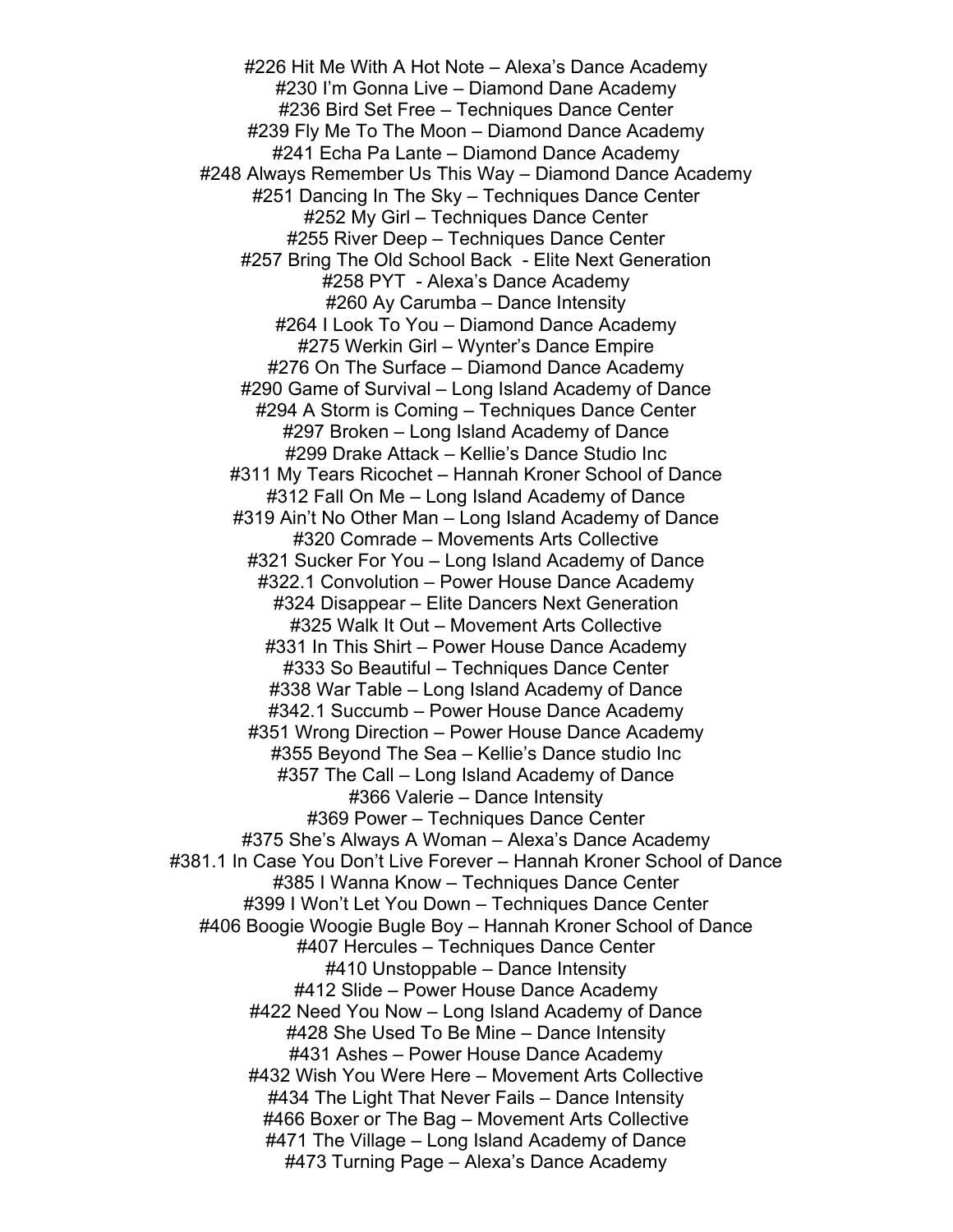#226 Hit Me With A Hot Note – Alexa's Dance Academy
#230 I'm Gonna Live – Diamond Dane Academy
#236 Bird Set Free – Techniques Dance Center
#239 Fly Me To The Moon – Diamond Dance Academy
#241 Echa Pa Lante – Diamond Dance Academy
#248 Always Remember Us This Way – Diamond Dance Academy
#251 Dancing In The Sky – Techniques Dance Center
#252 My Girl – Techniques Dance Center
#255 River Deep – Techniques Dance Center
#257 Bring The Old School Back - Elite Next Generation
#258 PYT - Alexa's Dance Academy
#260 Ay Carumba – Dance Intensity
#264 I Look To You – Diamond Dance Academy
#275 Werkin Girl – Wynter's Dance Empire
#276 On The Surface – Diamond Dance Academy
#290 Game of Survival – Long Island Academy of Dance
#294 A Storm is Coming – Techniques Dance Center
#297 Broken – Long Island Academy of Dance
#299 Drake Attack – Kellie's Dance Studio Inc
#311 My Tears Ricochet – Hannah Kroner School of Dance
#312 Fall On Me – Long Island Academy of Dance
#319 Ain't No Other Man – Long Island Academy of Dance
#320 Comrade – Movements Arts Collective
#321 Sucker For You – Long Island Academy of Dance
#322.1 Convolution – Power House Dance Academy
#324 Disappear – Elite Dancers Next Generation
#325 Walk It Out – Movement Arts Collective
#331 In This Shirt – Power House Dance Academy
#333 So Beautiful – Techniques Dance Center
#338 War Table – Long Island Academy of Dance
#342.1 Succumb – Power House Dance Academy
#351 Wrong Direction – Power House Dance Academy
#355 Beyond The Sea – Kellie's Dance studio Inc
#357 The Call – Long Island Academy of Dance
#366 Valerie – Dance Intensity
#369 Power – Techniques Dance Center
#375 She's Always A Woman – Alexa's Dance Academy
#381.1 In Case You Don't Live Forever – Hannah Kroner School of Dance
#385 I Wanna Know – Techniques Dance Center
#399 I Won't Let You Down – Techniques Dance Center
#406 Boogie Woogie Bugle Boy – Hannah Kroner School of Dance
#407 Hercules – Techniques Dance Center
#410 Unstoppable – Dance Intensity
#412 Slide – Power House Dance Academy
#422 Need You Now – Long Island Academy of Dance
#428 She Used To Be Mine – Dance Intensity
#431 Ashes – Power House Dance Academy
#432 Wish You Were Here – Movement Arts Collective
#434 The Light That Never Fails – Dance Intensity
#466 Boxer or The Bag – Movement Arts Collective
#471 The Village – Long Island Academy of Dance
#473 Turning Page – Alexa's Dance Academy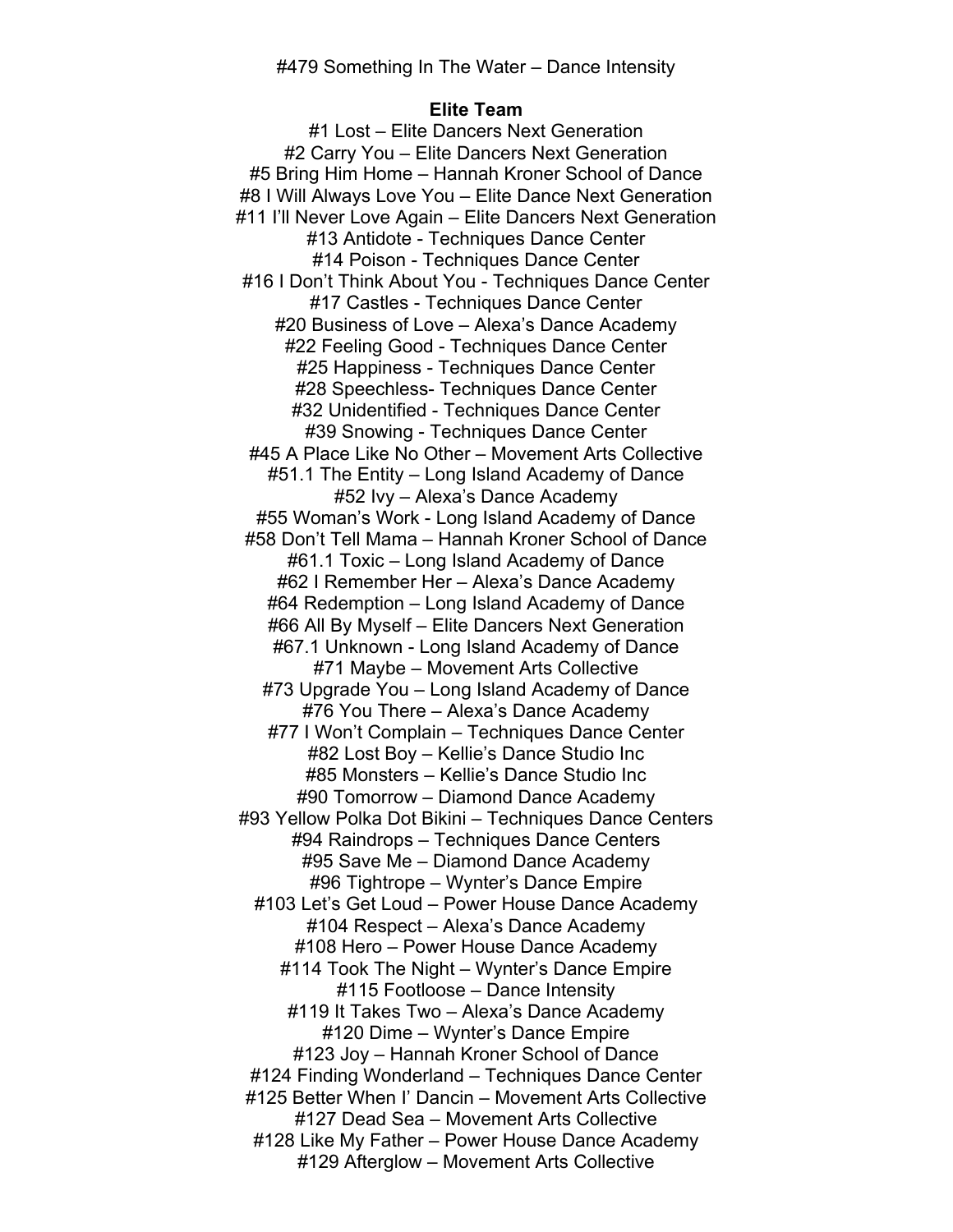#479 Something In The Water – Dance Intensity

**Elite Team**

#1 Lost – Elite Dancers Next Generation
#2 Carry You – Elite Dancers Next Generation
#5 Bring Him Home – Hannah Kroner School of Dance
#8 I Will Always Love You – Elite Dance Next Generation
#11 I'll Never Love Again – Elite Dancers Next Generation
#13 Antidote - Techniques Dance Center
#14 Poison - Techniques Dance Center
#16 I Don't Think About You - Techniques Dance Center
#17 Castles - Techniques Dance Center
#20 Business of Love – Alexa's Dance Academy
#22 Feeling Good - Techniques Dance Center
#25 Happiness - Techniques Dance Center
#28 Speechless- Techniques Dance Center
#32 Unidentified - Techniques Dance Center
#39 Snowing - Techniques Dance Center
#45 A Place Like No Other – Movement Arts Collective
#51.1 The Entity – Long Island Academy of Dance
#52 Ivy – Alexa's Dance Academy
#55 Woman's Work - Long Island Academy of Dance
#58 Don't Tell Mama – Hannah Kroner School of Dance
#61.1 Toxic – Long Island Academy of Dance
#62 I Remember Her – Alexa's Dance Academy
#64 Redemption – Long Island Academy of Dance
#66 All By Myself – Elite Dancers Next Generation
#67.1 Unknown - Long Island Academy of Dance
#71 Maybe – Movement Arts Collective
#73 Upgrade You – Long Island Academy of Dance
#76 You There – Alexa's Dance Academy
#77 I Won't Complain – Techniques Dance Center
#82 Lost Boy – Kellie's Dance Studio Inc
#85 Monsters – Kellie's Dance Studio Inc
#90 Tomorrow – Diamond Dance Academy
#93 Yellow Polka Dot Bikini – Techniques Dance Centers
#94 Raindrops – Techniques Dance Centers
#95 Save Me – Diamond Dance Academy
#96 Tightrope – Wynter's Dance Empire
#103 Let's Get Loud – Power House Dance Academy
#104 Respect – Alexa's Dance Academy
#108 Hero – Power House Dance Academy
#114 Took The Night – Wynter's Dance Empire
#115 Footloose – Dance Intensity
#119 It Takes Two – Alexa's Dance Academy
#120 Dime – Wynter's Dance Empire
#123 Joy – Hannah Kroner School of Dance
#124 Finding Wonderland – Techniques Dance Center
#125 Better When I' Dancin – Movement Arts Collective
#127 Dead Sea – Movement Arts Collective
#128 Like My Father – Power House Dance Academy
#129 Afterglow – Movement Arts Collective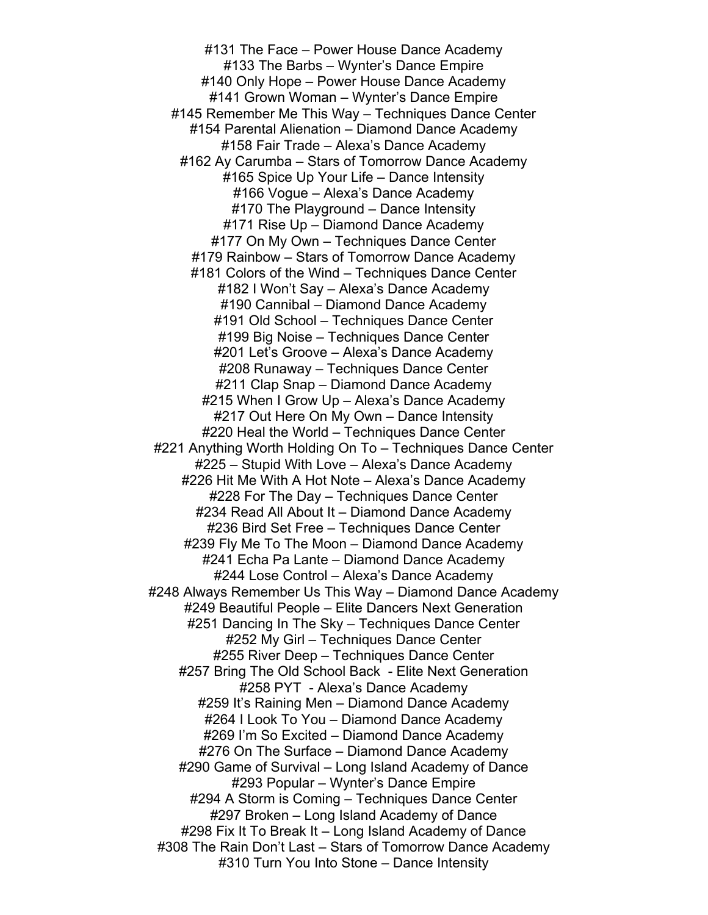#131 The Face – Power House Dance Academy
#133 The Barbs – Wynter's Dance Empire
#140 Only Hope – Power House Dance Academy
#141 Grown Woman – Wynter's Dance Empire
#145 Remember Me This Way – Techniques Dance Center
#154 Parental Alienation – Diamond Dance Academy
#158 Fair Trade – Alexa's Dance Academy
#162 Ay Carumba – Stars of Tomorrow Dance Academy
#165 Spice Up Your Life – Dance Intensity
#166 Vogue – Alexa's Dance Academy
#170 The Playground – Dance Intensity
#171 Rise Up – Diamond Dance Academy
#177 On My Own – Techniques Dance Center
#179 Rainbow – Stars of Tomorrow Dance Academy
#181 Colors of the Wind – Techniques Dance Center
#182 I Won't Say – Alexa's Dance Academy
#190 Cannibal – Diamond Dance Academy
#191 Old School – Techniques Dance Center
#199 Big Noise – Techniques Dance Center
#201 Let's Groove – Alexa's Dance Academy
#208 Runaway – Techniques Dance Center
#211 Clap Snap – Diamond Dance Academy
#215 When I Grow Up – Alexa's Dance Academy
#217 Out Here On My Own – Dance Intensity
#220 Heal the World – Techniques Dance Center
#221 Anything Worth Holding On To – Techniques Dance Center
#225 – Stupid With Love – Alexa's Dance Academy
#226 Hit Me With A Hot Note – Alexa's Dance Academy
#228 For The Day – Techniques Dance Center
#234 Read All About It – Diamond Dance Academy
#236 Bird Set Free – Techniques Dance Center
#239 Fly Me To The Moon – Diamond Dance Academy
#241 Echa Pa Lante – Diamond Dance Academy
#244 Lose Control – Alexa's Dance Academy
#248 Always Remember Us This Way – Diamond Dance Academy
#249 Beautiful People – Elite Dancers Next Generation
#251 Dancing In The Sky – Techniques Dance Center
#252 My Girl – Techniques Dance Center
#255 River Deep – Techniques Dance Center
#257 Bring The Old School Back - Elite Next Generation
#258 PYT - Alexa's Dance Academy
#259 It's Raining Men – Diamond Dance Academy
#264 I Look To You – Diamond Dance Academy
#269 I'm So Excited – Diamond Dance Academy
#276 On The Surface – Diamond Dance Academy
#290 Game of Survival – Long Island Academy of Dance
#293 Popular – Wynter's Dance Empire
#294 A Storm is Coming – Techniques Dance Center
#297 Broken – Long Island Academy of Dance
#298 Fix It To Break It – Long Island Academy of Dance
#308 The Rain Don't Last – Stars of Tomorrow Dance Academy
#310 Turn You Into Stone – Dance Intensity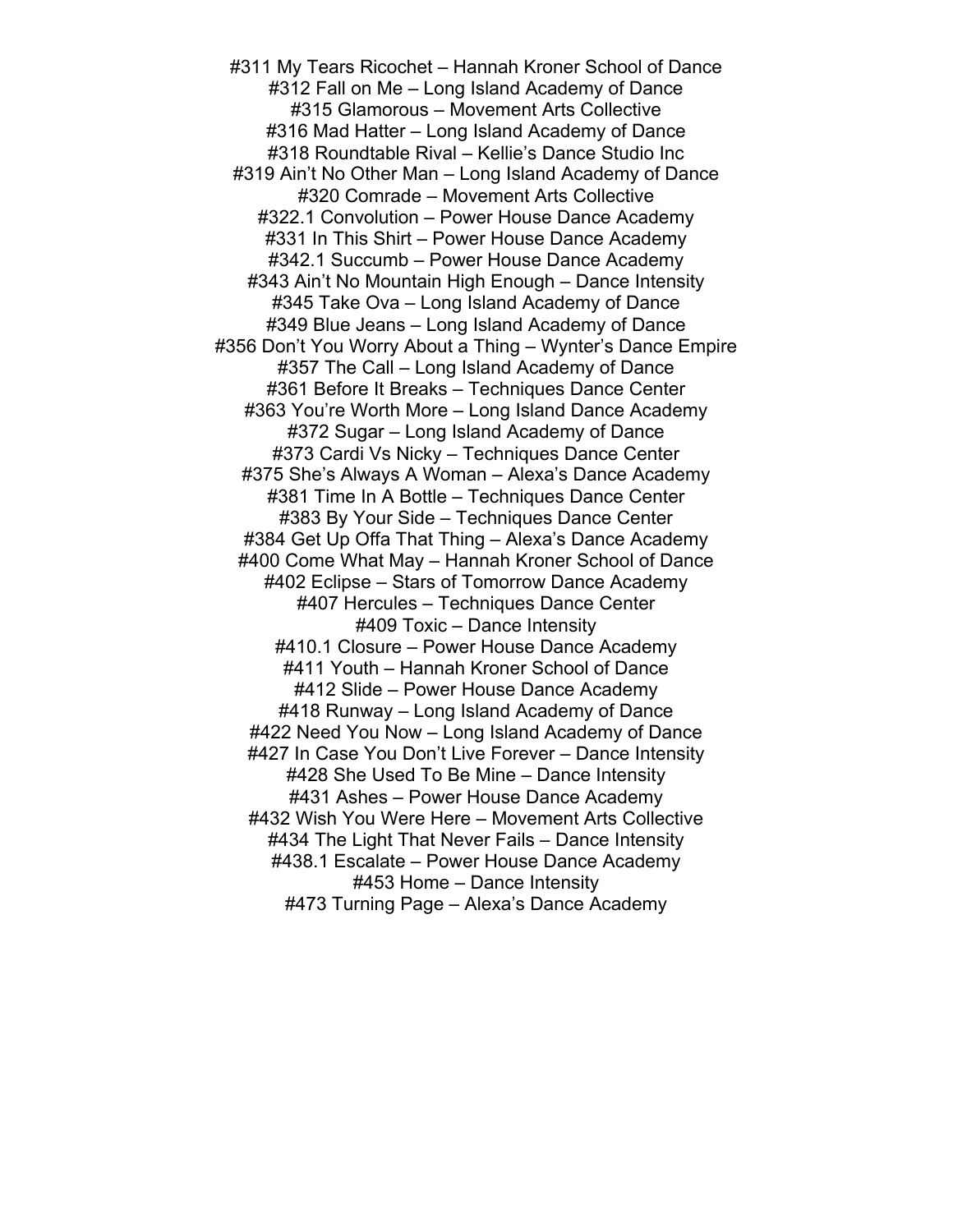#311 My Tears Ricochet – Hannah Kroner School of Dance
#312 Fall on Me – Long Island Academy of Dance
#315 Glamorous – Movement Arts Collective
#316 Mad Hatter – Long Island Academy of Dance
#318 Roundtable Rival – Kellie's Dance Studio Inc
#319 Ain't No Other Man – Long Island Academy of Dance
#320 Comrade – Movement Arts Collective
#322.1 Convolution – Power House Dance Academy
#331 In This Shirt – Power House Dance Academy
#342.1 Succumb – Power House Dance Academy
#343 Ain't No Mountain High Enough – Dance Intensity
#345 Take Ova – Long Island Academy of Dance
#349 Blue Jeans – Long Island Academy of Dance
#356 Don't You Worry About a Thing – Wynter's Dance Empire
#357 The Call – Long Island Academy of Dance
#361 Before It Breaks – Techniques Dance Center
#363 You're Worth More – Long Island Dance Academy
#372 Sugar – Long Island Academy of Dance
#373 Cardi Vs Nicky – Techniques Dance Center
#375 She's Always A Woman – Alexa's Dance Academy
#381 Time In A Bottle – Techniques Dance Center
#383 By Your Side – Techniques Dance Center
#384 Get Up Offa That Thing – Alexa's Dance Academy
#400 Come What May – Hannah Kroner School of Dance
#402 Eclipse – Stars of Tomorrow Dance Academy
#407 Hercules – Techniques Dance Center
#409 Toxic – Dance Intensity
#410.1 Closure – Power House Dance Academy
#411 Youth – Hannah Kroner School of Dance
#412 Slide – Power House Dance Academy
#418 Runway – Long Island Academy of Dance
#422 Need You Now – Long Island Academy of Dance
#427 In Case You Don't Live Forever – Dance Intensity
#428 She Used To Be Mine – Dance Intensity
#431 Ashes – Power House Dance Academy
#432 Wish You Were Here – Movement Arts Collective
#434 The Light That Never Fails – Dance Intensity
#438.1 Escalate – Power House Dance Academy
#453 Home – Dance Intensity
#473 Turning Page – Alexa's Dance Academy